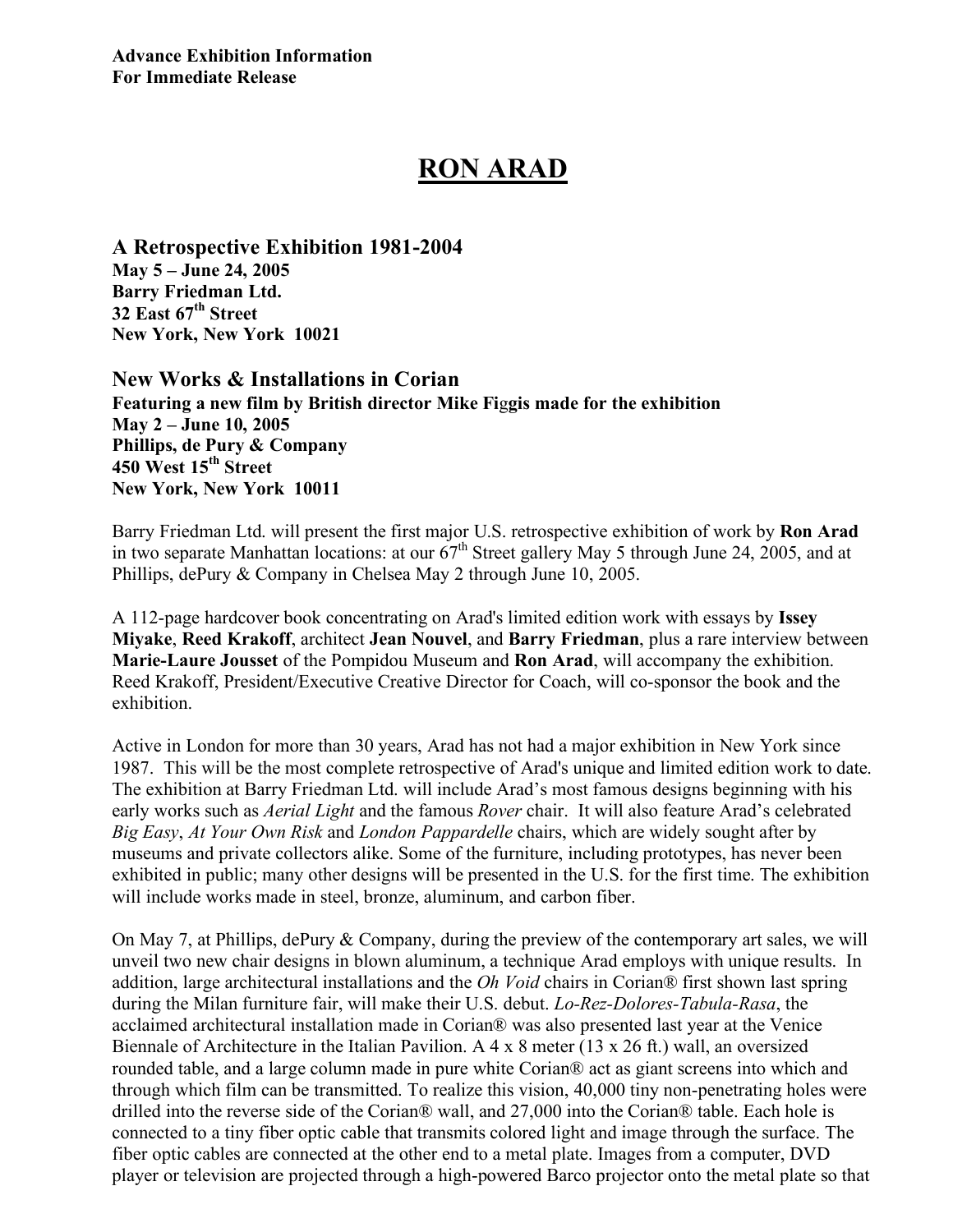**Advance Exhibition Information**
**For Immediate Release**

# RON ARAD

## A Retrospective Exhibition 1981-2004

**May 5 – June 24, 2005**
**Barry Friedman Ltd.**
**32 East 67th Street**
**New York, New York 10021**

## New Works & Installations in Corian

**Featuring a new film by British director Mike Figgis made for the exhibition**
**May 2 – June 10, 2005**
**Phillips, de Pury & Company**
**450 West 15th Street**
**New York, New York 10011**

Barry Friedman Ltd. will present the first major U.S. retrospective exhibition of work by **Ron Arad** in two separate Manhattan locations: at our 67th Street gallery May 5 through June 24, 2005, and at Phillips, dePury & Company in Chelsea May 2 through June 10, 2005.

A 112-page hardcover book concentrating on Arad's limited edition work with essays by **Issey Miyake**, **Reed Krakoff**, architect **Jean Nouvel**, and **Barry Friedman**, plus a rare interview between **Marie-Laure Jousset** of the Pompidou Museum and **Ron Arad**, will accompany the exhibition. Reed Krakoff, President/Executive Creative Director for Coach, will co-sponsor the book and the exhibition.

Active in London for more than 30 years, Arad has not had a major exhibition in New York since 1987. This will be the most complete retrospective of Arad's unique and limited edition work to date. The exhibition at Barry Friedman Ltd. will include Arad's most famous designs beginning with his early works such as *Aerial Light* and the famous *Rover* chair. It will also feature Arad's celebrated *Big Easy*, *At Your Own Risk* and *London Pappardelle* chairs, which are widely sought after by museums and private collectors alike. Some of the furniture, including prototypes, has never been exhibited in public; many other designs will be presented in the U.S. for the first time. The exhibition will include works made in steel, bronze, aluminum, and carbon fiber.

On May 7, at Phillips, dePury & Company, during the preview of the contemporary art sales, we will unveil two new chair designs in blown aluminum, a technique Arad employs with unique results. In addition, large architectural installations and the *Oh Void* chairs in Corian® first shown last spring during the Milan furniture fair, will make their U.S. debut. *Lo-Rez-Dolores-Tabula-Rasa*, the acclaimed architectural installation made in Corian® was also presented last year at the Venice Biennale of Architecture in the Italian Pavilion. A 4 x 8 meter (13 x 26 ft.) wall, an oversized rounded table, and a large column made in pure white Corian® act as giant screens into which and through which film can be transmitted. To realize this vision, 40,000 tiny non-penetrating holes were drilled into the reverse side of the Corian® wall, and 27,000 into the Corian® table. Each hole is connected to a tiny fiber optic cable that transmits colored light and image through the surface. The fiber optic cables are connected at the other end to a metal plate. Images from a computer, DVD player or television are projected through a high-powered Barco projector onto the metal plate so that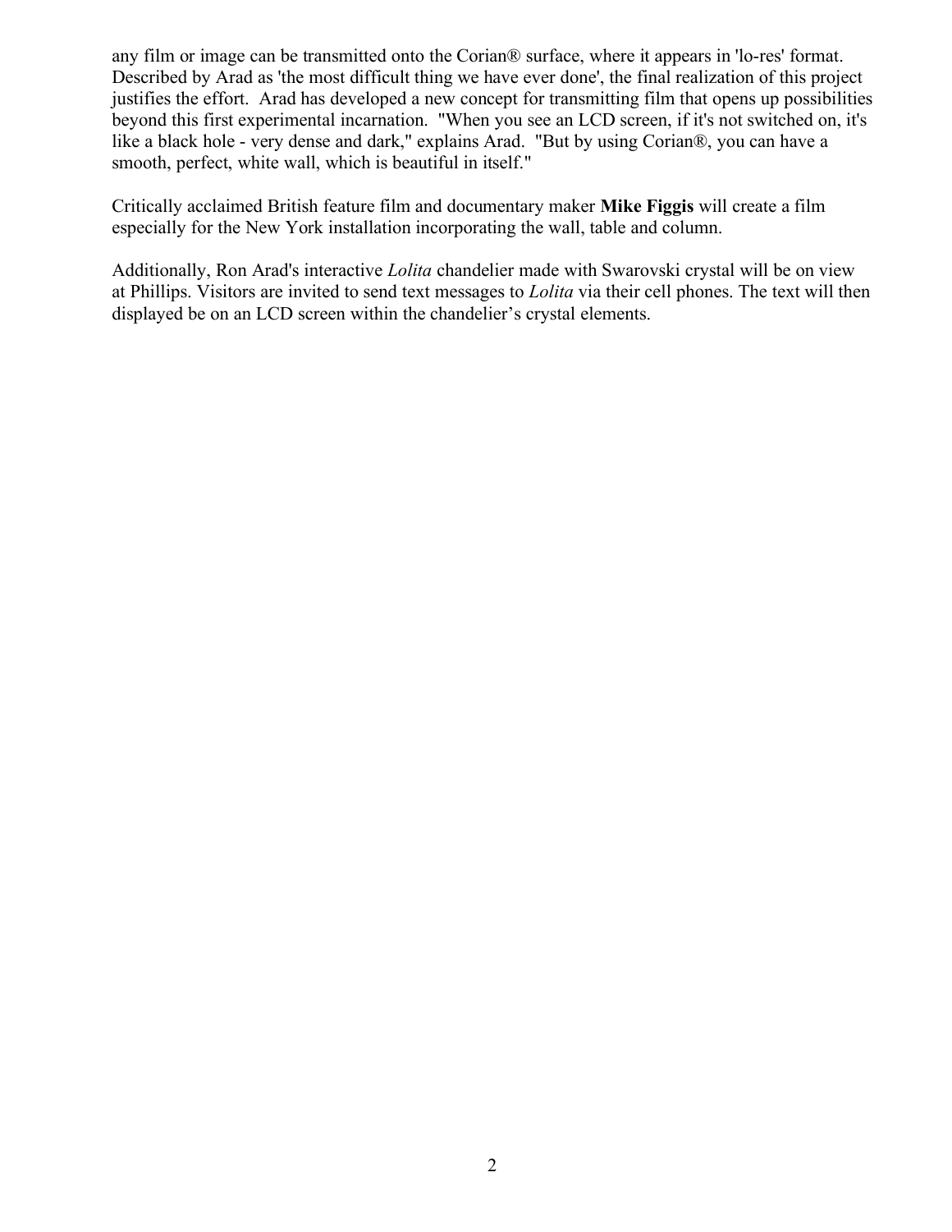any film or image can be transmitted onto the Corian® surface, where it appears in 'lo-res' format. Described by Arad as 'the most difficult thing we have ever done', the final realization of this project justifies the effort. Arad has developed a new concept for transmitting film that opens up possibilities beyond this first experimental incarnation. "When you see an LCD screen, if it's not switched on, it's like a black hole - very dense and dark," explains Arad. "But by using Corian®, you can have a smooth, perfect, white wall, which is beautiful in itself."

Critically acclaimed British feature film and documentary maker **Mike Figgis** will create a film especially for the New York installation incorporating the wall, table and column.

Additionally, Ron Arad's interactive *Lolita* chandelier made with Swarovski crystal will be on view at Phillips. Visitors are invited to send text messages to *Lolita* via their cell phones. The text will then displayed be on an LCD screen within the chandelier's crystal elements.